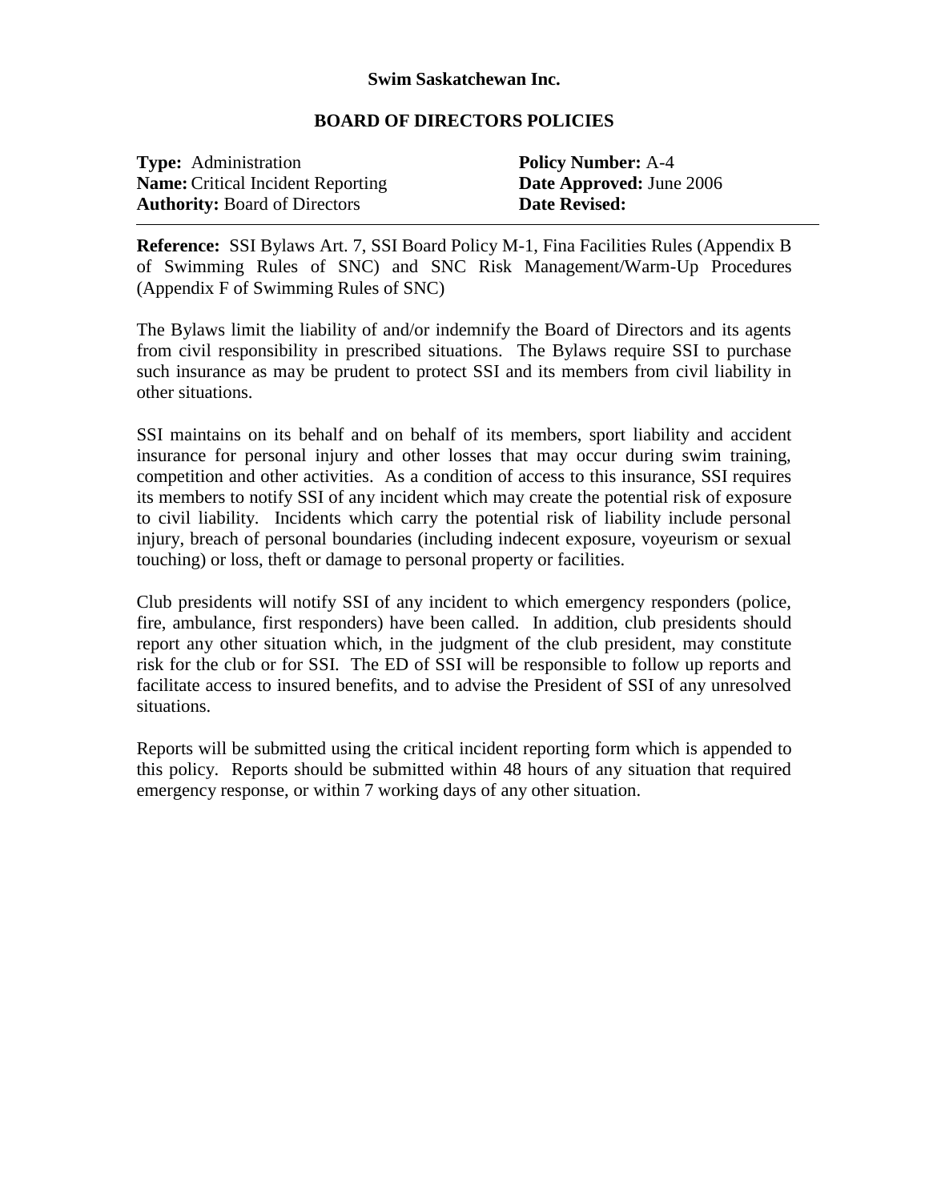**Swim Saskatchewan Inc.**

**BOARD OF DIRECTORS POLICIES**

| | |
|---|---|
| **Type:** Administration | **Policy Number:** A-4 |
| **Name:** Critical Incident Reporting | **Date Approved:** June 2006 |
| **Authority:** Board of Directors | **Date Revised:** |

---

**Reference:** SSI Bylaws Art. 7, SSI Board Policy M-1, Fina Facilities Rules (Appendix B of Swimming Rules of SNC) and SNC Risk Management/Warm-Up Procedures (Appendix F of Swimming Rules of SNC)

The Bylaws limit the liability of and/or indemnify the Board of Directors and its agents from civil responsibility in prescribed situations. The Bylaws require SSI to purchase such insurance as may be prudent to protect SSI and its members from civil liability in other situations.

SSI maintains on its behalf and on behalf of its members, sport liability and accident insurance for personal injury and other losses that may occur during swim training, competition and other activities. As a condition of access to this insurance, SSI requires its members to notify SSI of any incident which may create the potential risk of exposure to civil liability. Incidents which carry the potential risk of liability include personal injury, breach of personal boundaries (including indecent exposure, voyeurism or sexual touching) or loss, theft or damage to personal property or facilities.

Club presidents will notify SSI of any incident to which emergency responders (police, fire, ambulance, first responders) have been called. In addition, club presidents should report any other situation which, in the judgment of the club president, may constitute risk for the club or for SSI. The ED of SSI will be responsible to follow up reports and facilitate access to insured benefits, and to advise the President of SSI of any unresolved situations.

Reports will be submitted using the critical incident reporting form which is appended to this policy. Reports should be submitted within 48 hours of any situation that required emergency response, or within 7 working days of any other situation.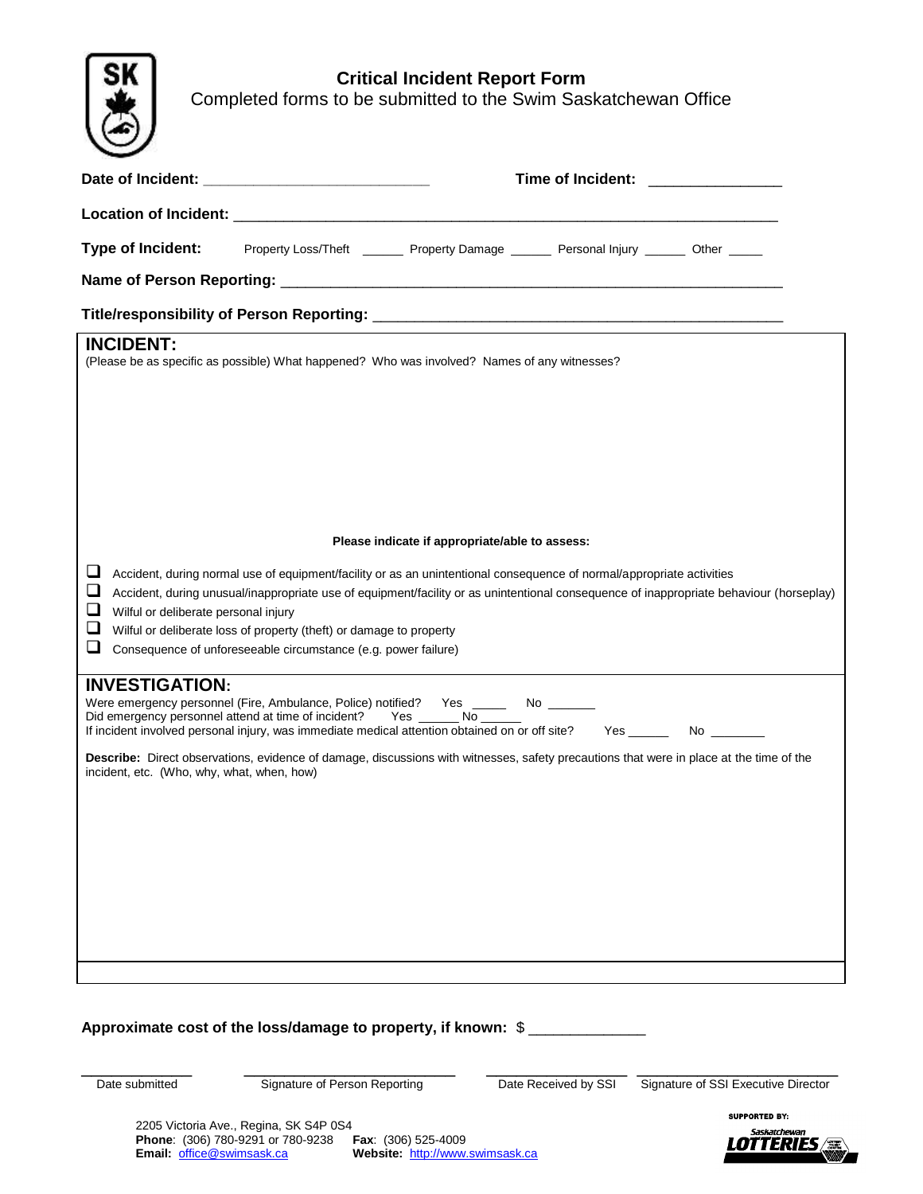# Critical Incident Report Form

Completed forms to be submitted to the Swim Saskatchewan Office

**Date of Incident:** ___________________________ **Time of Incident:** ________________

**Location of Incident:** _________________________________________________________________

**Type of Incident:** Property Loss/Theft ______ Property Damage ______ Personal Injury ______ Other _____

**Name of Person Reporting:** ______________________________________________________________

**Title/responsibility of Person Reporting:** ________________________________________________

## INCIDENT:

(Please be as specific as possible) What happened? Who was involved? Names of any witnesses?

**Please indicate if appropriate/able to assess:**

- ❑ Accident, during normal use of equipment/facility or as an unintentional consequence of normal/appropriate activities
- ❑ Accident, during unusual/inappropriate use of equipment/facility or as unintentional consequence of inappropriate behaviour (horseplay)
- ❑ Wilful or deliberate personal injury
- ❑ Wilful or deliberate loss of property (theft) or damage to property
- ❑ Consequence of unforeseeable circumstance (e.g. power failure)

## INVESTIGATION:

Were emergency personnel (Fire, Ambulance, Police) notified? Yes _____ No _______

Did emergency personnel attend at time of incident? Yes ______ No ______

If incident involved personal injury, was immediate medical attention obtained on or off site? Yes ______ No ________

**Describe:** Direct observations, evidence of damage, discussions with witnesses, safety precautions that were in place at the time of the incident, etc. (Who, why, what, when, how)

**Approximate cost of the loss/damage to property, if known:** $ ______________

______________ Date submitted

______________ Signature of Person Reporting

______________ Date Received by SSI

______________ Signature of SSI Executive Director

2205 Victoria Ave., Regina, SK S4P 0S4
**Phone**: (306) 780-9291 or 780-9238 **Fax**: (306) 525-4009
**Email:** office@swimsask.ca **Website:** http://www.swimsask.ca

SUPPORTED BY: Saskatchewan LOTTERIES